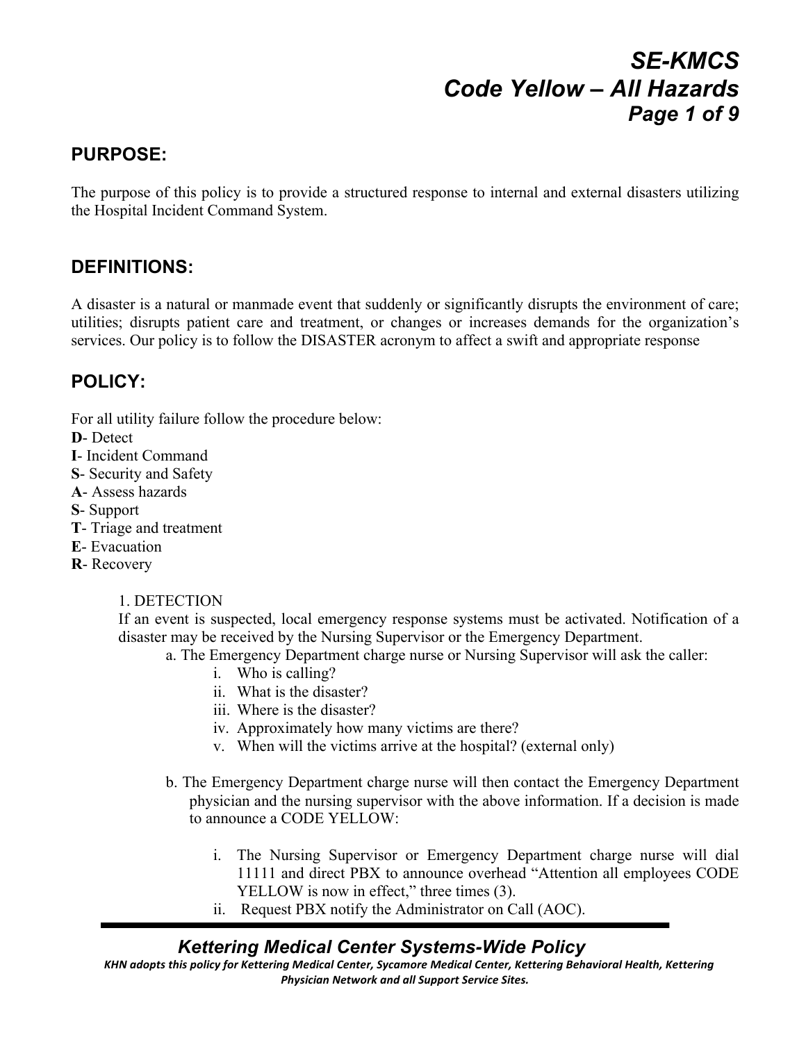# SE-KMCS
# Code Yellow – All Hazards

## PURPOSE:

The purpose of this policy is to provide a structured response to internal and external disasters utilizing the Hospital Incident Command System.

## DEFINITIONS:

A disaster is a natural or manmade event that suddenly or significantly disrupts the environment of care; utilities; disrupts patient care and treatment, or changes or increases demands for the organization's services. Our policy is to follow the DISASTER acronym to affect a swift and appropriate response

## POLICY:

For all utility failure follow the procedure below:

**D**- Detect
**I**- Incident Command
**S**- Security and Safety
**A**- Assess hazards
**S**- Support
**T**- Triage and treatment
**E**- Evacuation
**R**- Recovery

1. DETECTION
   If an event is suspected, local emergency response systems must be activated. Notification of a disaster may be received by the Nursing Supervisor or the Emergency Department.
   a. The Emergency Department charge nurse or Nursing Supervisor will ask the caller:
      i. Who is calling?
      ii. What is the disaster?
      iii. Where is the disaster?
      iv. Approximately how many victims are there?
      v. When will the victims arrive at the hospital? (external only)

   b. The Emergency Department charge nurse will then contact the Emergency Department physician and the nursing supervisor with the above information. If a decision is made to announce a CODE YELLOW:

      i. The Nursing Supervisor or Emergency Department charge nurse will dial 11111 and direct PBX to announce overhead "Attention all employees CODE YELLOW is now in effect," three times (3).
      ii. Request PBX notify the Administrator on Call (AOC).

***Kettering Medical Center Systems-Wide Policy***

*KHN adopts this policy for Kettering Medical Center, Sycamore Medical Center, Kettering Behavioral Health, Kettering Physician Network and all Support Service Sites.*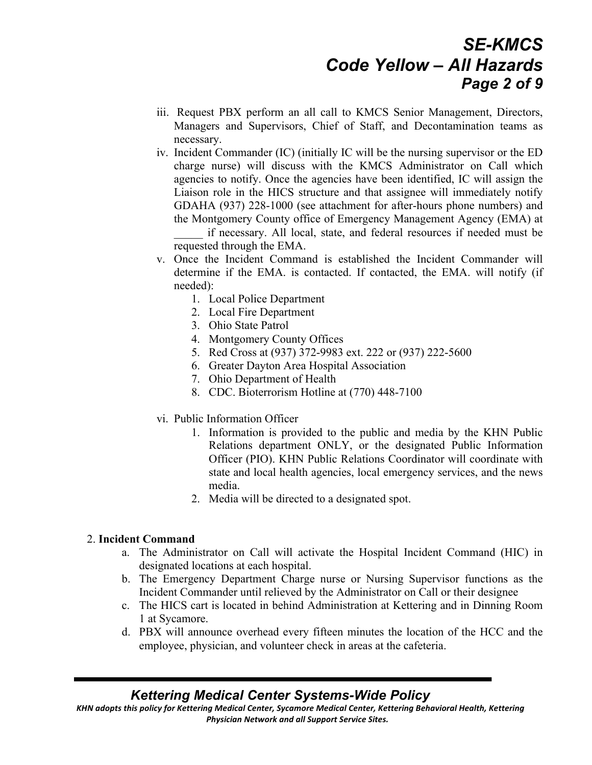iii. Request PBX perform an all call to KMCS Senior Management, Directors, Managers and Supervisors, Chief of Staff, and Decontamination teams as necessary.

iv. Incident Commander (IC) (initially IC will be the nursing supervisor or the ED charge nurse) will discuss with the KMCS Administrator on Call which agencies to notify. Once the agencies have been identified, IC will assign the Liaison role in the HICS structure and that assignee will immediately notify GDAHA (937) 228-1000 (see attachment for after-hours phone numbers) and the Montgomery County office of Emergency Management Agency (EMA) at _____ if necessary. All local, state, and federal resources if needed must be requested through the EMA.

v. Once the Incident Command is established the Incident Commander will determine if the EMA. is contacted. If contacted, the EMA. will notify (if needed):

1. Local Police Department
2. Local Fire Department
3. Ohio State Patrol
4. Montgomery County Offices
5. Red Cross at (937) 372-9983 ext. 222 or (937) 222-5600
6. Greater Dayton Area Hospital Association
7. Ohio Department of Health
8. CDC. Bioterrorism Hotline at (770) 448-7100

vi. Public Information Officer

1. Information is provided to the public and media by the KHN Public Relations department ONLY, or the designated Public Information Officer (PIO). KHN Public Relations Coordinator will coordinate with state and local health agencies, local emergency services, and the news media.
2. Media will be directed to a designated spot.

2. **Incident Command**

a. The Administrator on Call will activate the Hospital Incident Command (HIC) in designated locations at each hospital.

b. The Emergency Department Charge nurse or Nursing Supervisor functions as the Incident Commander until relieved by the Administrator on Call or their designee

c. The HICS cart is located in behind Administration at Kettering and in Dinning Room 1 at Sycamore.

d. PBX will announce overhead every fifteen minutes the location of the HCC and the employee, physician, and volunteer check in areas at the cafeteria.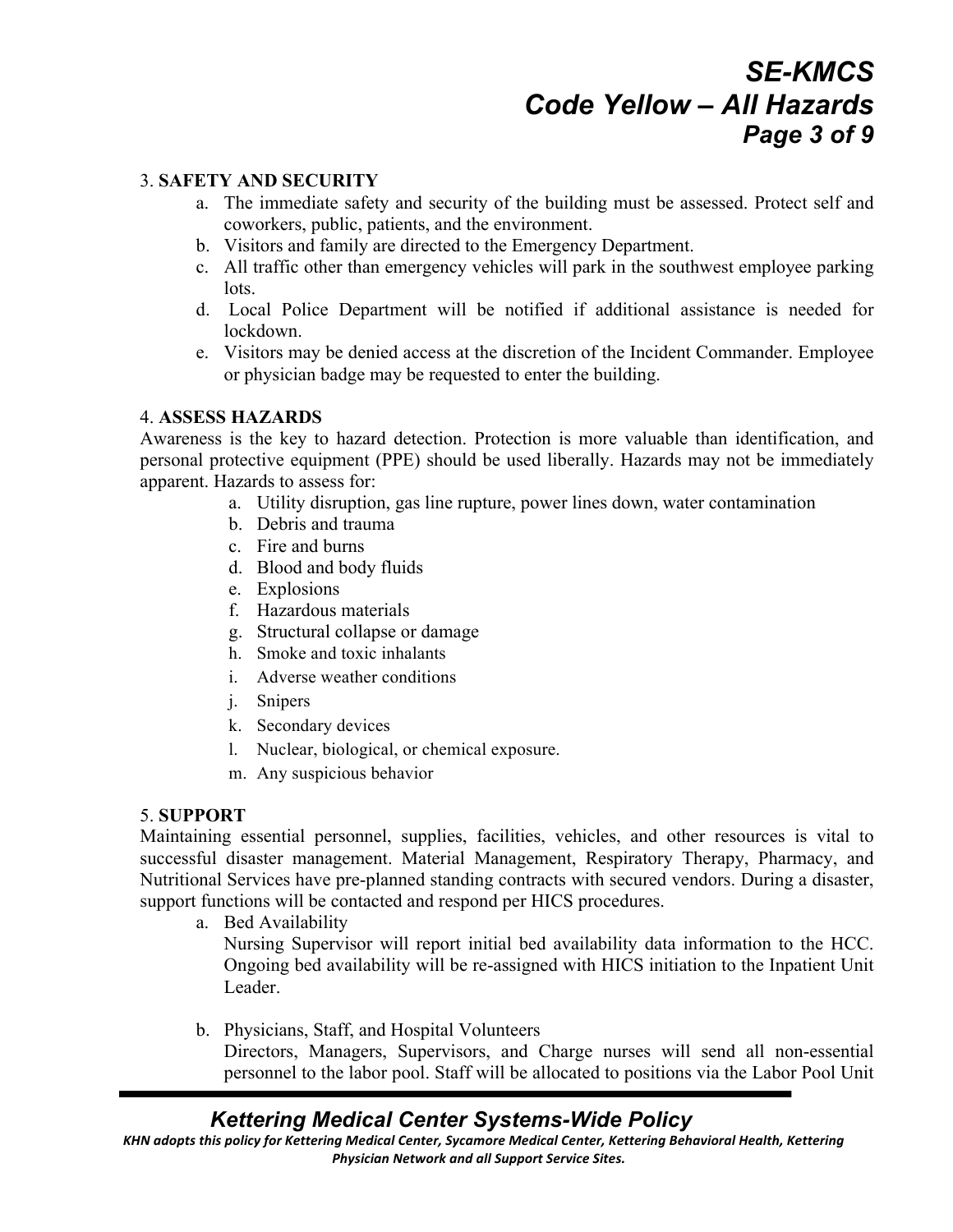3. **SAFETY AND SECURITY**

   a. The immediate safety and security of the building must be assessed. Protect self and coworkers, public, patients, and the environment.
   b. Visitors and family are directed to the Emergency Department.
   c. All traffic other than emergency vehicles will park in the southwest employee parking lots.
   d. Local Police Department will be notified if additional assistance is needed for lockdown.
   e. Visitors may be denied access at the discretion of the Incident Commander. Employee or physician badge may be requested to enter the building.

4. **ASSESS HAZARDS**

Awareness is the key to hazard detection. Protection is more valuable than identification, and personal protective equipment (PPE) should be used liberally. Hazards may not be immediately apparent. Hazards to assess for:

   a. Utility disruption, gas line rupture, power lines down, water contamination
   b. Debris and trauma
   c. Fire and burns
   d. Blood and body fluids
   e. Explosions
   f. Hazardous materials
   g. Structural collapse or damage
   h. Smoke and toxic inhalants
   i. Adverse weather conditions
   j. Snipers
   k. Secondary devices
   l. Nuclear, biological, or chemical exposure.
   m. Any suspicious behavior

5. **SUPPORT**

Maintaining essential personnel, supplies, facilities, vehicles, and other resources is vital to successful disaster management. Material Management, Respiratory Therapy, Pharmacy, and Nutritional Services have pre-planned standing contracts with secured vendors. During a disaster, support functions will be contacted and respond per HICS procedures.

   a. Bed Availability

      Nursing Supervisor will report initial bed availability data information to the HCC. Ongoing bed availability will be re-assigned with HICS initiation to the Inpatient Unit Leader.

   b. Physicians, Staff, and Hospital Volunteers

      Directors, Managers, Supervisors, and Charge nurses will send all non-essential personnel to the labor pool. Staff will be allocated to positions via the Labor Pool Unit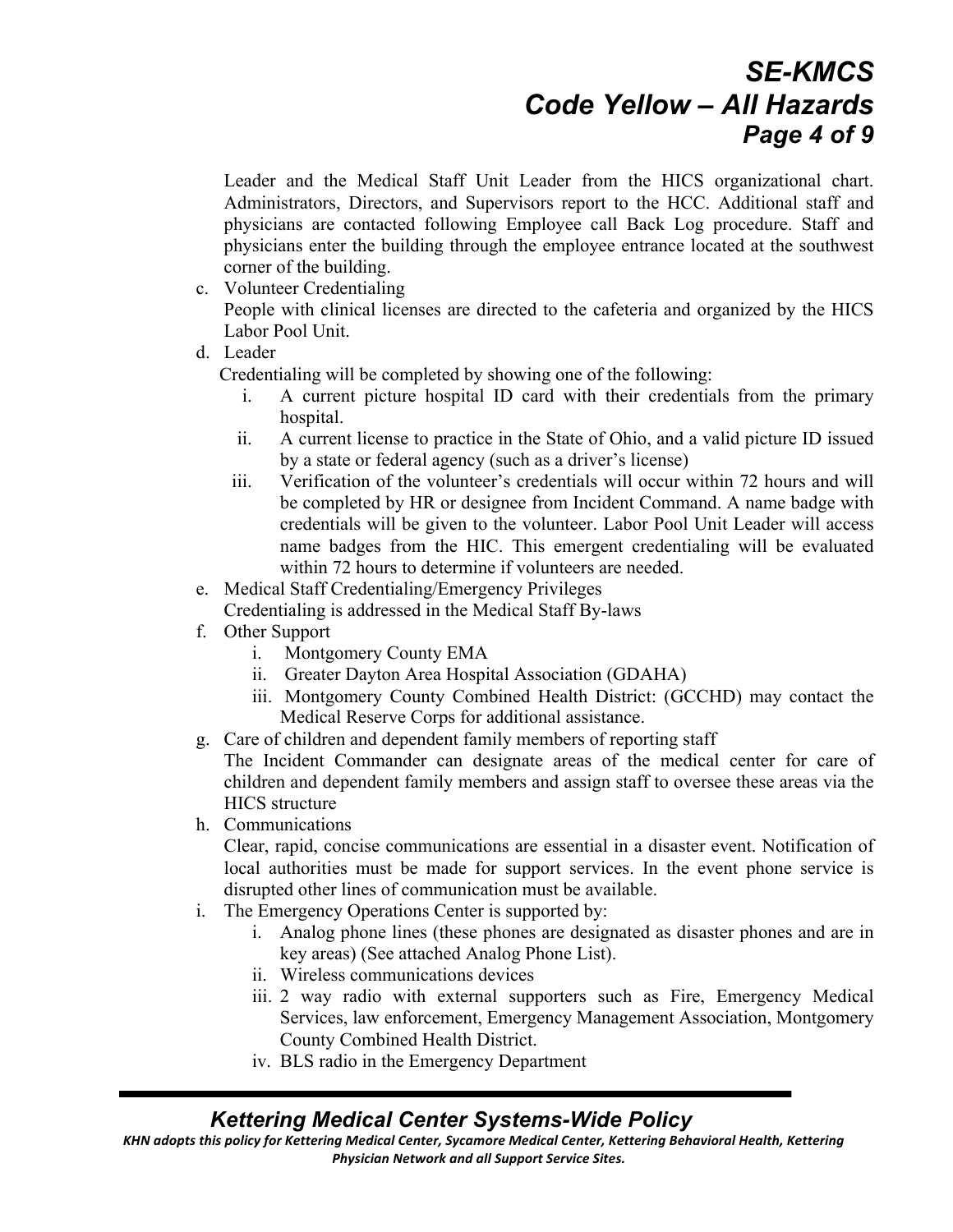Leader and the Medical Staff Unit Leader from the HICS organizational chart. Administrators, Directors, and Supervisors report to the HCC. Additional staff and physicians are contacted following Employee call Back Log procedure. Staff and physicians enter the building through the employee entrance located at the southwest corner of the building.

c. Volunteer Credentialing
   People with clinical licenses are directed to the cafeteria and organized by the HICS Labor Pool Unit.
d. Leader
   Credentialing will be completed by showing one of the following:
   i. A current picture hospital ID card with their credentials from the primary hospital.
   ii. A current license to practice in the State of Ohio, and a valid picture ID issued by a state or federal agency (such as a driver's license)
   iii. Verification of the volunteer's credentials will occur within 72 hours and will be completed by HR or designee from Incident Command. A name badge with credentials will be given to the volunteer. Labor Pool Unit Leader will access name badges from the HIC. This emergent credentialing will be evaluated within 72 hours to determine if volunteers are needed.
e. Medical Staff Credentialing/Emergency Privileges
   Credentialing is addressed in the Medical Staff By-laws
f. Other Support
   i. Montgomery County EMA
   ii. Greater Dayton Area Hospital Association (GDAHA)
   iii. Montgomery County Combined Health District: (GCCHD) may contact the Medical Reserve Corps for additional assistance.
g. Care of children and dependent family members of reporting staff
   The Incident Commander can designate areas of the medical center for care of children and dependent family members and assign staff to oversee these areas via the HICS structure
h. Communications
   Clear, rapid, concise communications are essential in a disaster event. Notification of local authorities must be made for support services. In the event phone service is disrupted other lines of communication must be available.
i. The Emergency Operations Center is supported by:
   i. Analog phone lines (these phones are designated as disaster phones and are in key areas) (See attached Analog Phone List).
   ii. Wireless communications devices
   iii. 2 way radio with external supporters such as Fire, Emergency Medical Services, law enforcement, Emergency Management Association, Montgomery County Combined Health District.
   iv. BLS radio in the Emergency Department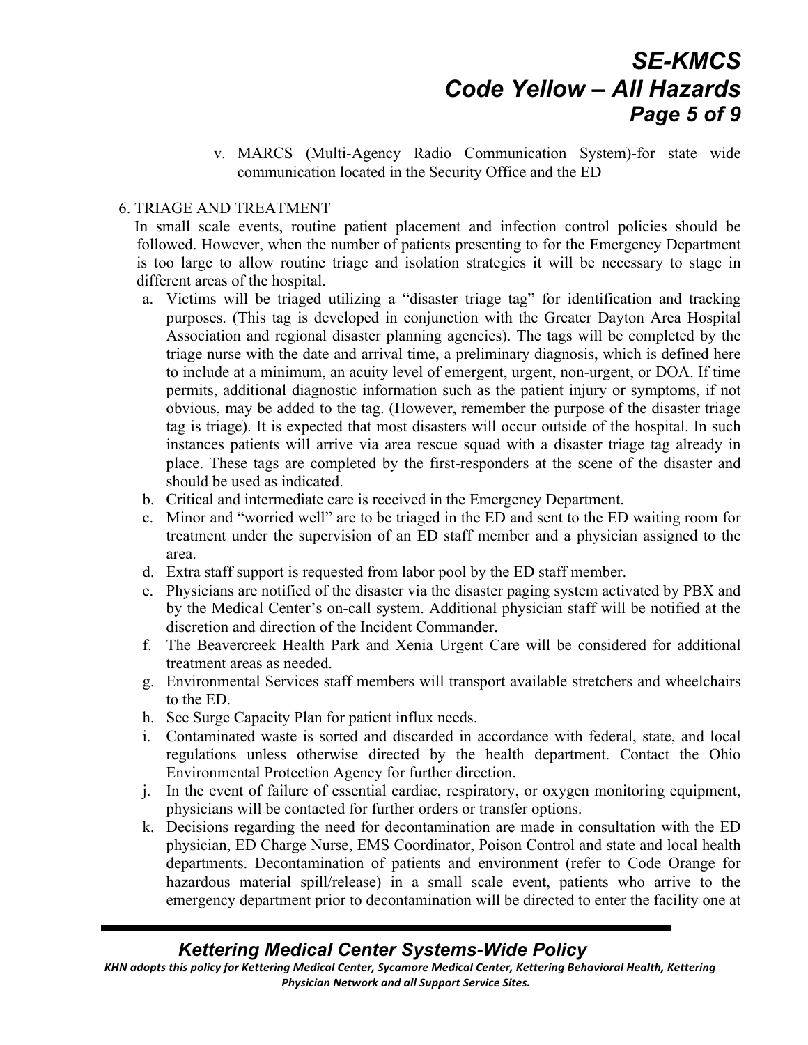v. MARCS (Multi-Agency Radio Communication System)-for state wide communication located in the Security Office and the ED

6. TRIAGE AND TREATMENT

In small scale events, routine patient placement and infection control policies should be followed. However, when the number of patients presenting to for the Emergency Department is too large to allow routine triage and isolation strategies it will be necessary to stage in different areas of the hospital.

a. Victims will be triaged utilizing a "disaster triage tag" for identification and tracking purposes. (This tag is developed in conjunction with the Greater Dayton Area Hospital Association and regional disaster planning agencies). The tags will be completed by the triage nurse with the date and arrival time, a preliminary diagnosis, which is defined here to include at a minimum, an acuity level of emergent, urgent, non-urgent, or DOA. If time permits, additional diagnostic information such as the patient injury or symptoms, if not obvious, may be added to the tag. (However, remember the purpose of the disaster triage tag is triage). It is expected that most disasters will occur outside of the hospital. In such instances patients will arrive via area rescue squad with a disaster triage tag already in place. These tags are completed by the first-responders at the scene of the disaster and should be used as indicated.
b. Critical and intermediate care is received in the Emergency Department.
c. Minor and "worried well" are to be triaged in the ED and sent to the ED waiting room for treatment under the supervision of an ED staff member and a physician assigned to the area.
d. Extra staff support is requested from labor pool by the ED staff member.
e. Physicians are notified of the disaster via the disaster paging system activated by PBX and by the Medical Center's on-call system. Additional physician staff will be notified at the discretion and direction of the Incident Commander.
f. The Beavercreek Health Park and Xenia Urgent Care will be considered for additional treatment areas as needed.
g. Environmental Services staff members will transport available stretchers and wheelchairs to the ED.
h. See Surge Capacity Plan for patient influx needs.
i. Contaminated waste is sorted and discarded in accordance with federal, state, and local regulations unless otherwise directed by the health department. Contact the Ohio Environmental Protection Agency for further direction.
j. In the event of failure of essential cardiac, respiratory, or oxygen monitoring equipment, physicians will be contacted for further orders or transfer options.
k. Decisions regarding the need for decontamination are made in consultation with the ED physician, ED Charge Nurse, EMS Coordinator, Poison Control and state and local health departments. Decontamination of patients and environment (refer to Code Orange for hazardous material spill/release) in a small scale event, patients who arrive to the emergency department prior to decontamination will be directed to enter the facility one at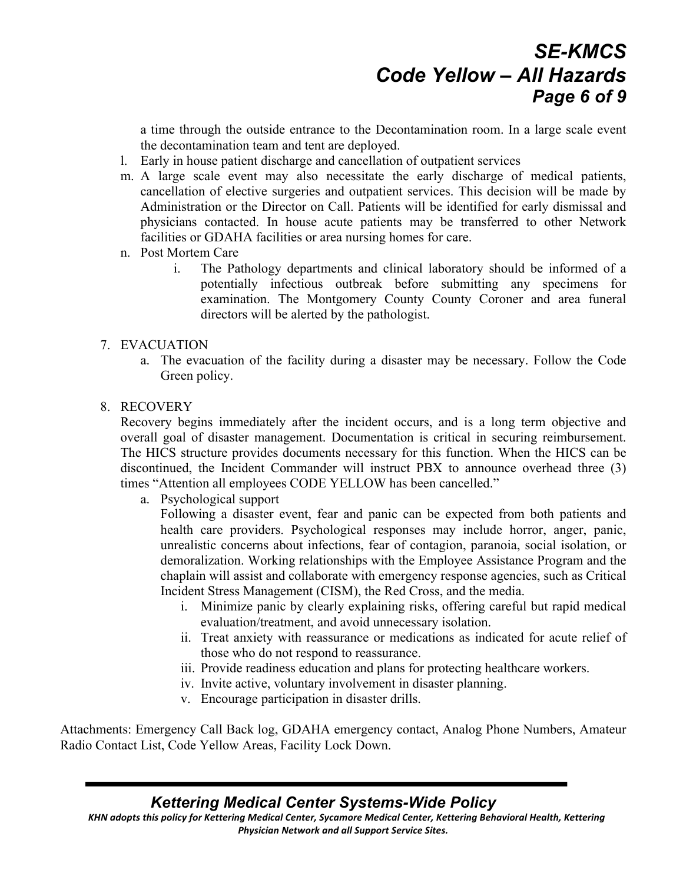a time through the outside entrance to the Decontamination room. In a large scale event the decontamination team and tent are deployed.

l. Early in house patient discharge and cancellation of outpatient services

m. A large scale event may also necessitate the early discharge of medical patients, cancellation of elective surgeries and outpatient services. This decision will be made by Administration or the Director on Call. Patients will be identified for early dismissal and physicians contacted. In house acute patients may be transferred to other Network facilities or GDAHA facilities or area nursing homes for care.

n. Post Mortem Care
   i. The Pathology departments and clinical laboratory should be informed of a potentially infectious outbreak before submitting any specimens for examination. The Montgomery County County Coroner and area funeral directors will be alerted by the pathologist.

7. EVACUATION
   a. The evacuation of the facility during a disaster may be necessary. Follow the Code Green policy.

8. RECOVERY

   Recovery begins immediately after the incident occurs, and is a long term objective and overall goal of disaster management. Documentation is critical in securing reimbursement. The HICS structure provides documents necessary for this function. When the HICS can be discontinued, the Incident Commander will instruct PBX to announce overhead three (3) times "Attention all employees CODE YELLOW has been cancelled."

   a. Psychological support

      Following a disaster event, fear and panic can be expected from both patients and health care providers. Psychological responses may include horror, anger, panic, unrealistic concerns about infections, fear of contagion, paranoia, social isolation, or demoralization. Working relationships with the Employee Assistance Program and the chaplain will assist and collaborate with emergency response agencies, such as Critical Incident Stress Management (CISM), the Red Cross, and the media.

      i. Minimize panic by clearly explaining risks, offering careful but rapid medical evaluation/treatment, and avoid unnecessary isolation.
      ii. Treat anxiety with reassurance or medications as indicated for acute relief of those who do not respond to reassurance.
      iii. Provide readiness education and plans for protecting healthcare workers.
      iv. Invite active, voluntary involvement in disaster planning.
      v. Encourage participation in disaster drills.

Attachments: Emergency Call Back log, GDAHA emergency contact, Analog Phone Numbers, Amateur Radio Contact List, Code Yellow Areas, Facility Lock Down.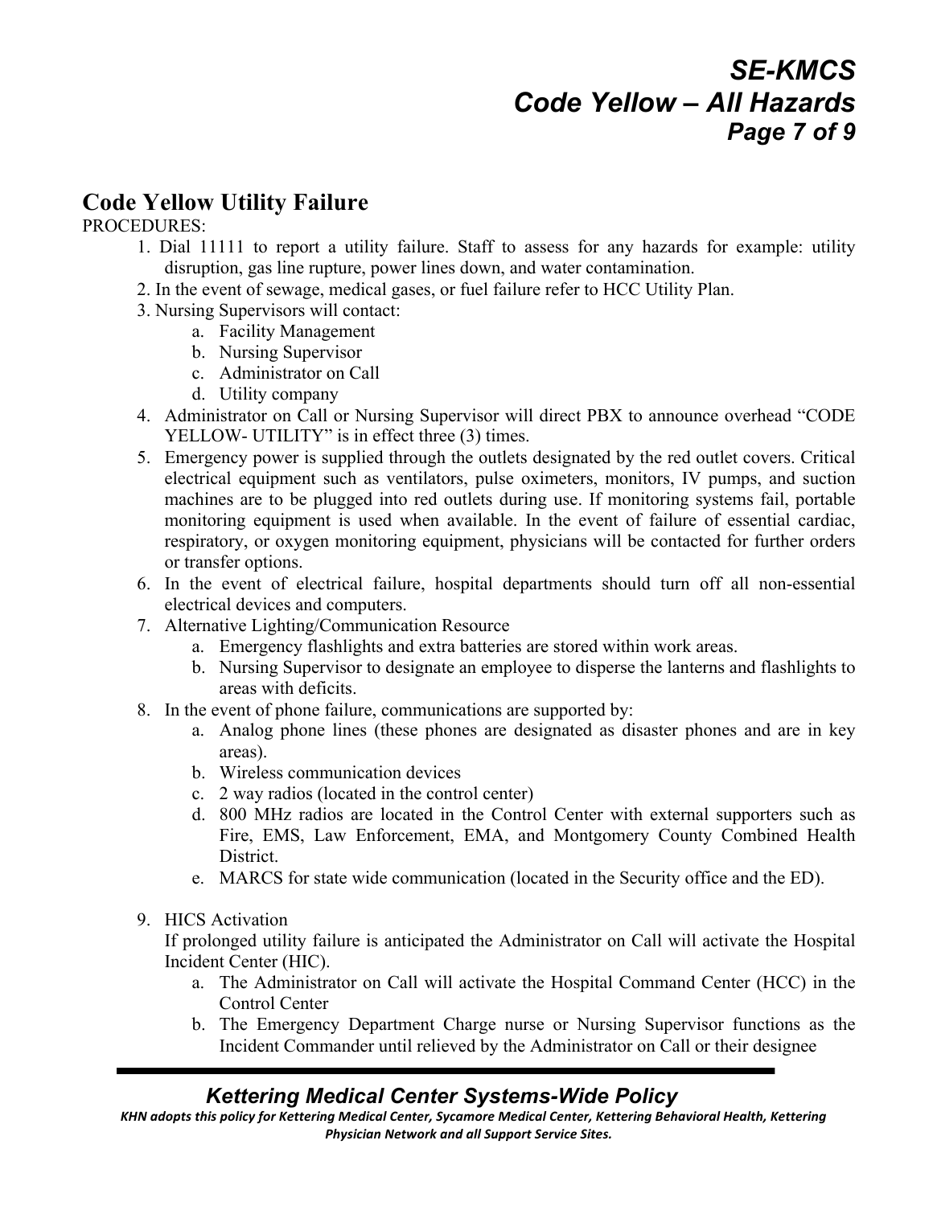## Code Yellow Utility Failure

PROCEDURES:

1. Dial 11111 to report a utility failure. Staff to assess for any hazards for example: utility disruption, gas line rupture, power lines down, and water contamination.
2. In the event of sewage, medical gases, or fuel failure refer to HCC Utility Plan.
3. Nursing Supervisors will contact:
   a. Facility Management
   b. Nursing Supervisor
   c. Administrator on Call
   d. Utility company
4. Administrator on Call or Nursing Supervisor will direct PBX to announce overhead "CODE YELLOW- UTILITY" is in effect three (3) times.
5. Emergency power is supplied through the outlets designated by the red outlet covers. Critical electrical equipment such as ventilators, pulse oximeters, monitors, IV pumps, and suction machines are to be plugged into red outlets during use. If monitoring systems fail, portable monitoring equipment is used when available. In the event of failure of essential cardiac, respiratory, or oxygen monitoring equipment, physicians will be contacted for further orders or transfer options.
6. In the event of electrical failure, hospital departments should turn off all non-essential electrical devices and computers.
7. Alternative Lighting/Communication Resource
   a. Emergency flashlights and extra batteries are stored within work areas.
   b. Nursing Supervisor to designate an employee to disperse the lanterns and flashlights to areas with deficits.
8. In the event of phone failure, communications are supported by:
   a. Analog phone lines (these phones are designated as disaster phones and are in key areas).
   b. Wireless communication devices
   c. 2 way radios (located in the control center)
   d. 800 MHz radios are located in the Control Center with external supporters such as Fire, EMS, Law Enforcement, EMA, and Montgomery County Combined Health District.
   e. MARCS for state wide communication (located in the Security office and the ED).

9. HICS Activation

   If prolonged utility failure is anticipated the Administrator on Call will activate the Hospital Incident Center (HIC).
   a. The Administrator on Call will activate the Hospital Command Center (HCC) in the Control Center
   b. The Emergency Department Charge nurse or Nursing Supervisor functions as the Incident Commander until relieved by the Administrator on Call or their designee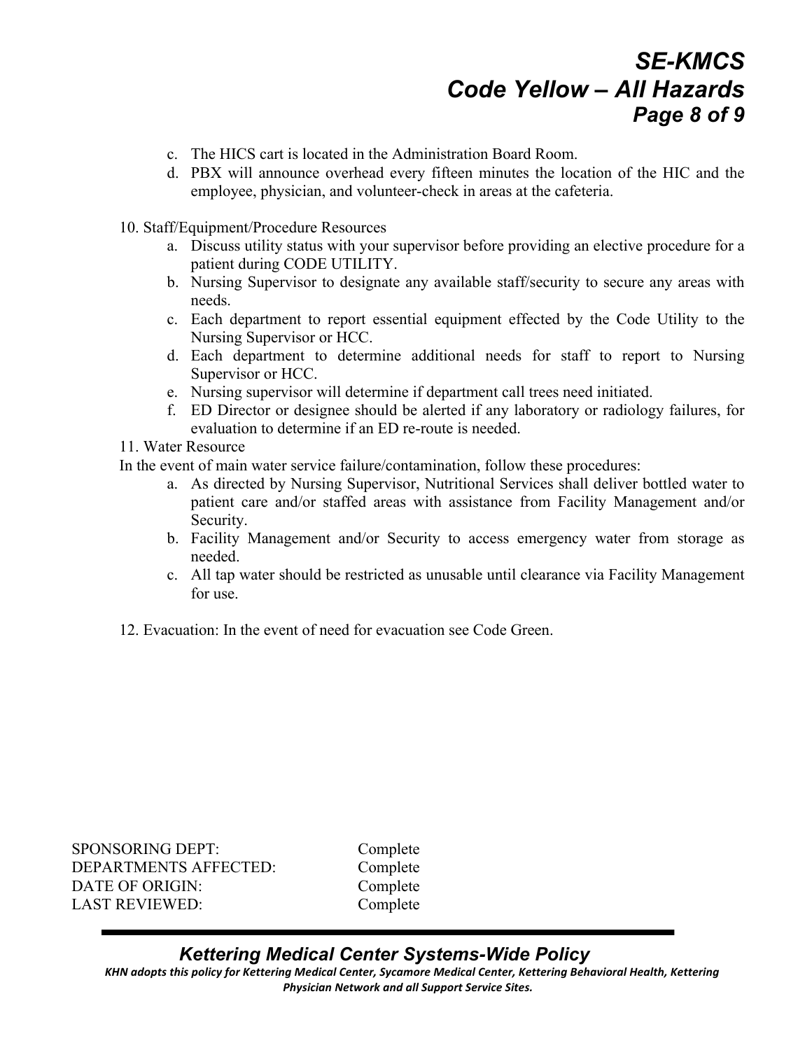c. The HICS cart is located in the Administration Board Room.
d. PBX will announce overhead every fifteen minutes the location of the HIC and the employee, physician, and volunteer-check in areas at the cafeteria.

10. Staff/Equipment/Procedure Resources
    a. Discuss utility status with your supervisor before providing an elective procedure for a patient during CODE UTILITY.
    b. Nursing Supervisor to designate any available staff/security to secure any areas with needs.
    c. Each department to report essential equipment effected by the Code Utility to the Nursing Supervisor or HCC.
    d. Each department to determine additional needs for staff to report to Nursing Supervisor or HCC.
    e. Nursing supervisor will determine if department call trees need initiated.
    f. ED Director or designee should be alerted if any laboratory or radiology failures, for evaluation to determine if an ED re-route is needed.

11. Water Resource

In the event of main water service failure/contamination, follow these procedures:

a. As directed by Nursing Supervisor, Nutritional Services shall deliver bottled water to patient care and/or staffed areas with assistance from Facility Management and/or Security.
b. Facility Management and/or Security to access emergency water from storage as needed.
c. All tap water should be restricted as unusable until clearance via Facility Management for use.

12. Evacuation: In the event of need for evacuation see Code Green.

| | |
|---|---|
| SPONSORING DEPT: | Complete |
| DEPARTMENTS AFFECTED: | Complete |
| DATE OF ORIGIN: | Complete |
| LAST REVIEWED: | Complete |

***Kettering Medical Center Systems-Wide Policy***

***KHN adopts this policy for Kettering Medical Center, Sycamore Medical Center, Kettering Behavioral Health, Kettering Physician Network and all Support Service Sites.***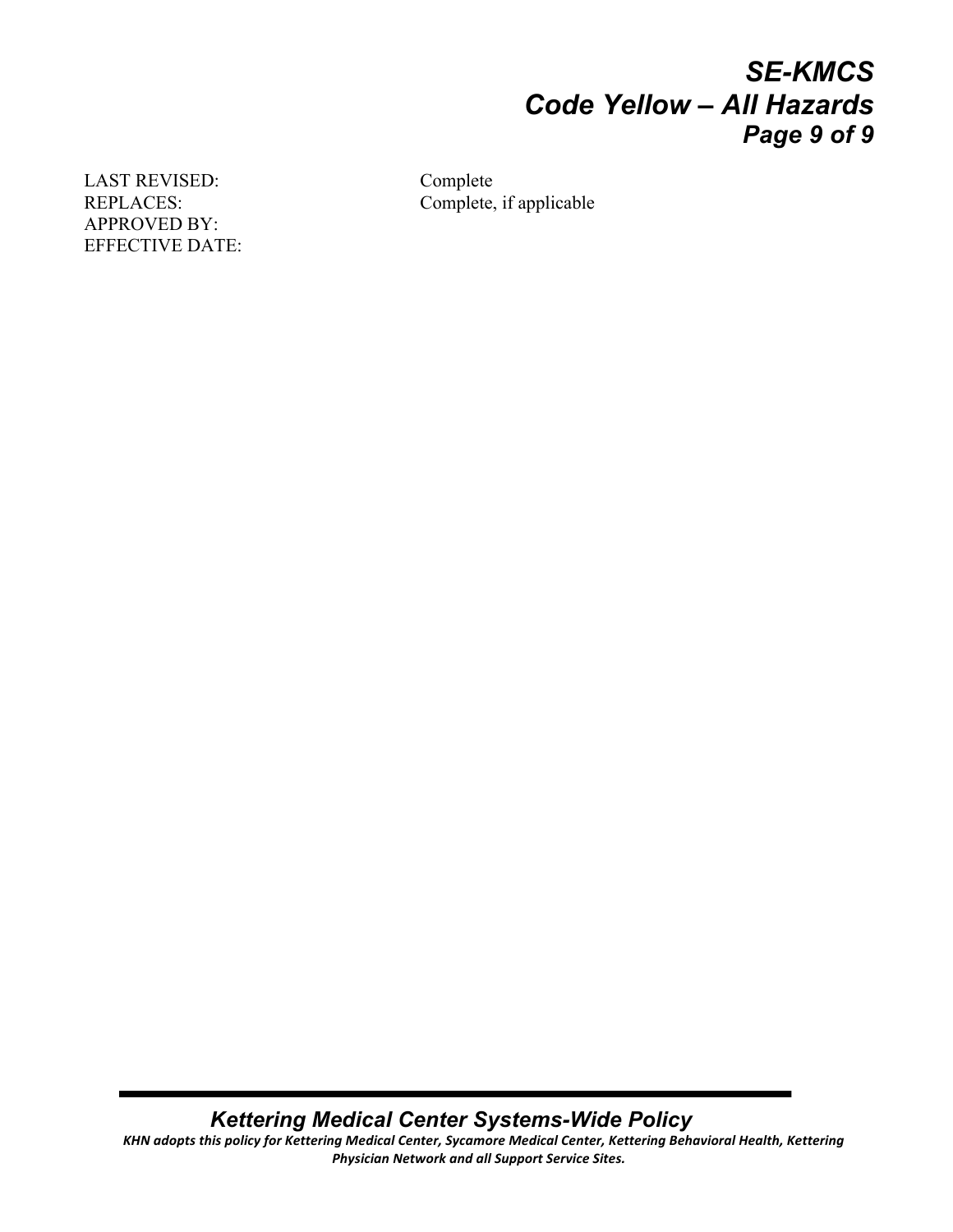| | |
|---|---|
| LAST REVISED: | Complete |
| REPLACES: | Complete, if applicable |
| APPROVED BY: | |
| EFFECTIVE DATE: | |